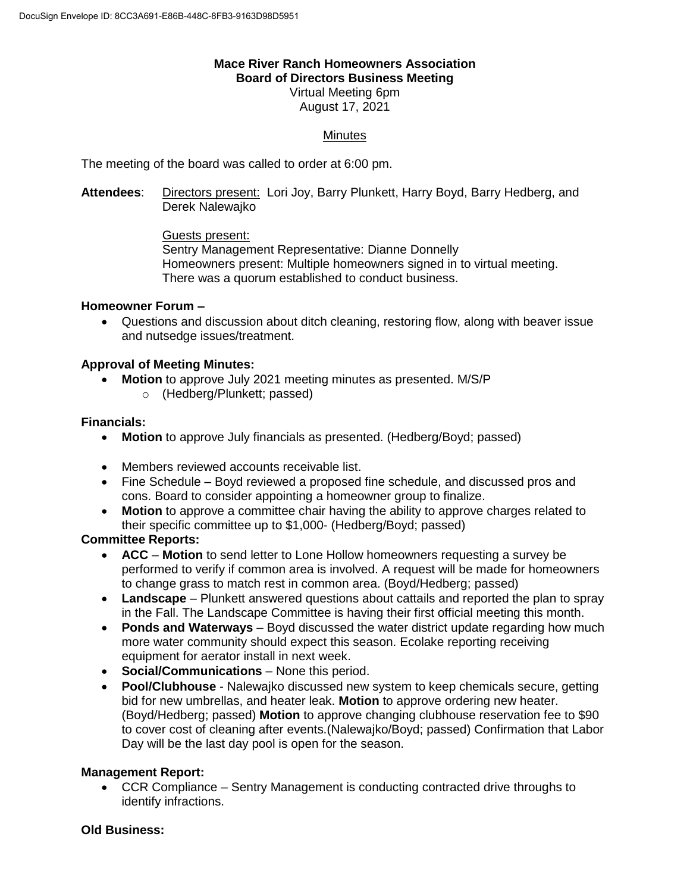**Mace River Ranch Homeowners Association**
**Board of Directors Business Meeting**
Virtual Meeting 6pm
August 17, 2021

Minutes

The meeting of the board was called to order at 6:00 pm.

**Attendees**: Directors present: Lori Joy, Barry Plunkett, Harry Boyd, Barry Hedberg, and Derek Nalewajko

Guests present:
Sentry Management Representative: Dianne Donnelly
Homeowners present: Multiple homeowners signed in to virtual meeting.
There was a quorum established to conduct business.

**Homeowner Forum –**

- Questions and discussion about ditch cleaning, restoring flow, along with beaver issue and nutsedge issues/treatment.

**Approval of Meeting Minutes:**

- **Motion** to approve July 2021 meeting minutes as presented. M/S/P
  - (Hedberg/Plunkett; passed)

**Financials:**

- **Motion** to approve July financials as presented. (Hedberg/Boyd; passed)
- Members reviewed accounts receivable list.
- Fine Schedule – Boyd reviewed a proposed fine schedule, and discussed pros and cons. Board to consider appointing a homeowner group to finalize.
- **Motion** to approve a committee chair having the ability to approve charges related to their specific committee up to $1,000- (Hedberg/Boyd; passed)

**Committee Reports:**

- **ACC** – **Motion** to send letter to Lone Hollow homeowners requesting a survey be performed to verify if common area is involved. A request will be made for homeowners to change grass to match rest in common area. (Boyd/Hedberg; passed)
- **Landscape** – Plunkett answered questions about cattails and reported the plan to spray in the Fall. The Landscape Committee is having their first official meeting this month.
- **Ponds and Waterways** – Boyd discussed the water district update regarding how much more water community should expect this season. Ecolake reporting receiving equipment for aerator install in next week.
- **Social/Communications** – None this period.
- **Pool/Clubhouse** - Nalewajko discussed new system to keep chemicals secure, getting bid for new umbrellas, and heater leak. **Motion** to approve ordering new heater. (Boyd/Hedberg; passed) **Motion** to approve changing clubhouse reservation fee to $90 to cover cost of cleaning after events.(Nalewajko/Boyd; passed) Confirmation that Labor Day will be the last day pool is open for the season.

**Management Report:**

- CCR Compliance – Sentry Management is conducting contracted drive throughs to identify infractions.

**Old Business:**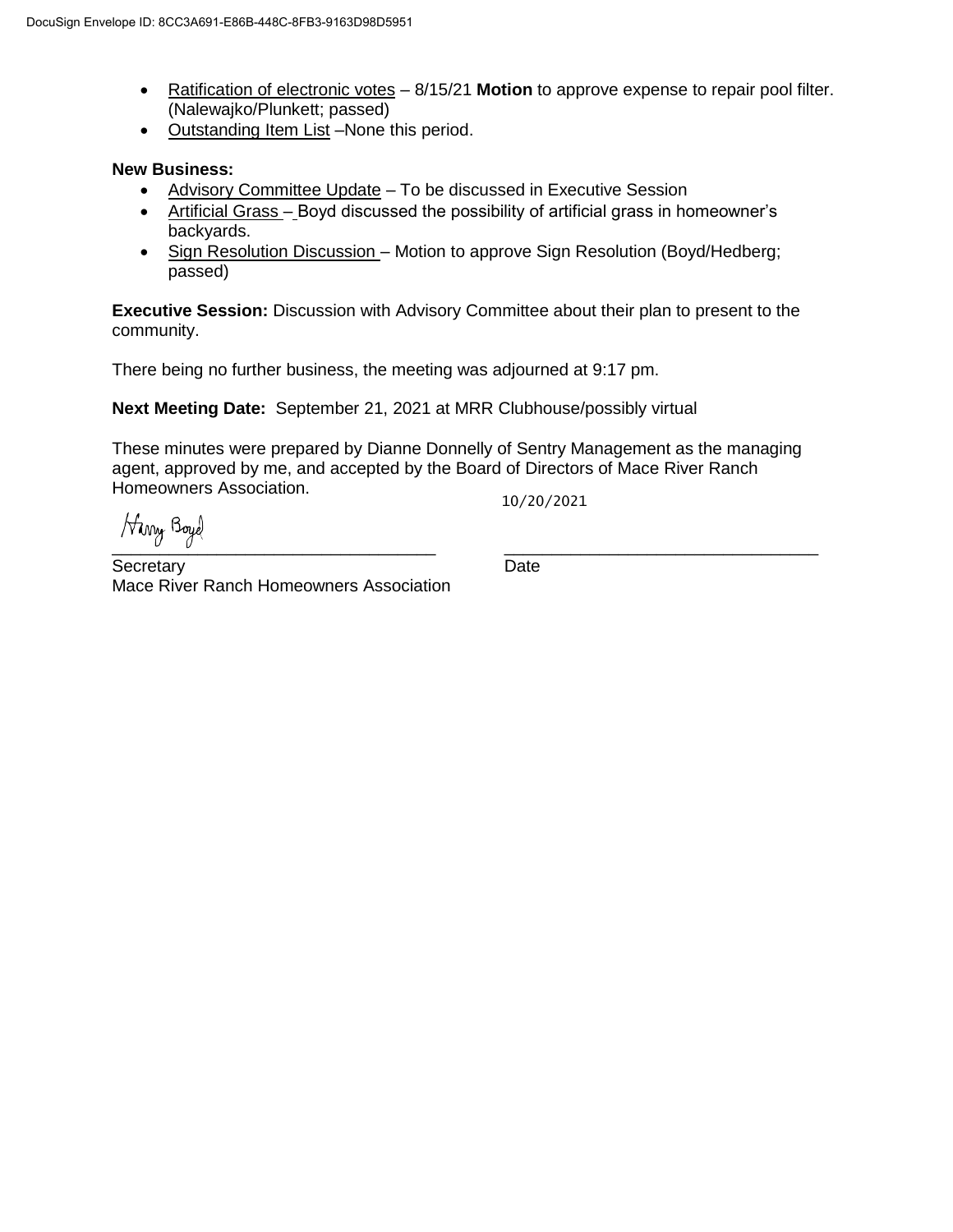- Ratification of electronic votes – 8/15/21 **Motion** to approve expense to repair pool filter. (Nalewajko/Plunkett; passed)
- Outstanding Item List –None this period.

**New Business:**

- Advisory Committee Update – To be discussed in Executive Session
- Artificial Grass – Boyd discussed the possibility of artificial grass in homeowner's backyards.
- Sign Resolution Discussion – Motion to approve Sign Resolution (Boyd/Hedberg; passed)

**Executive Session:** Discussion with Advisory Committee about their plan to present to the community.

There being no further business, the meeting was adjourned at 9:17 pm.

**Next Meeting Date:** September 21, 2021 at MRR Clubhouse/possibly virtual

These minutes were prepared by Dianne Donnelly of Sentry Management as the managing agent, approved by me, and accepted by the Board of Directors of Mace River Ranch Homeowners Association.

Harry Boyd ______________________________ 10/20/2021 ______________________________

Secretary Date

Mace River Ranch Homeowners Association